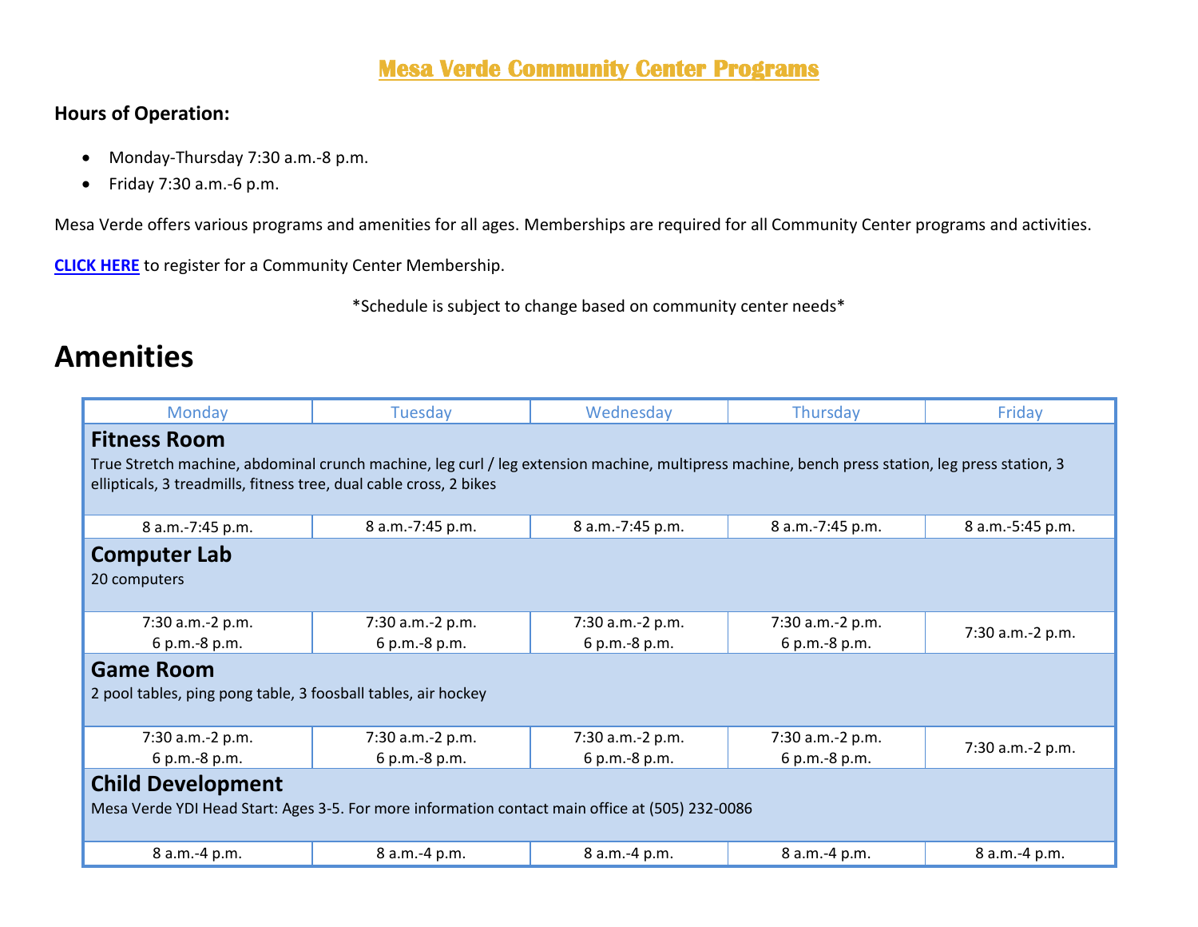# Mesa Verde Community Center Programs

**Hours of Operation:**

- Monday-Thursday 7:30 a.m.-8 p.m.
- Friday 7:30 a.m.-6 p.m.

Mesa Verde offers various programs and amenities for all ages. Memberships are required for all Community Center programs and activities.

**CLICK HERE** to register for a Community Center Membership.

*Schedule is subject to change based on community center needs*

# Amenities

| Monday | Tuesday | Wednesday | Thursday | Friday |
|---|---|---|---|---|
| **Fitness Room**<br>True Stretch machine, abdominal crunch machine, leg curl / leg extension machine, multipress machine, bench press station, leg press station, 3 ellipticals, 3 treadmills, fitness tree, dual cable cross, 2 bikes | | | | |
| 8 a.m.-7:45 p.m. | 8 a.m.-7:45 p.m. | 8 a.m.-7:45 p.m. | 8 a.m.-7:45 p.m. | 8 a.m.-5:45 p.m. |
| **Computer Lab**<br>20 computers | | | | |
| 7:30 a.m.-2 p.m.<br>6 p.m.-8 p.m. | 7:30 a.m.-2 p.m.<br>6 p.m.-8 p.m. | 7:30 a.m.-2 p.m.<br>6 p.m.-8 p.m. | 7:30 a.m.-2 p.m.<br>6 p.m.-8 p.m. | 7:30 a.m.-2 p.m. |
| **Game Room**<br>2 pool tables, ping pong table, 3 foosball tables, air hockey | | | | |
| 7:30 a.m.-2 p.m.<br>6 p.m.-8 p.m. | 7:30 a.m.-2 p.m.<br>6 p.m.-8 p.m. | 7:30 a.m.-2 p.m.<br>6 p.m.-8 p.m. | 7:30 a.m.-2 p.m.<br>6 p.m.-8 p.m. | 7:30 a.m.-2 p.m. |
| **Child Development**<br>Mesa Verde YDI Head Start: Ages 3-5. For more information contact main office at (505) 232-0086 | | | | |
| 8 a.m.-4 p.m. | 8 a.m.-4 p.m. | 8 a.m.-4 p.m. | 8 a.m.-4 p.m. | 8 a.m.-4 p.m. |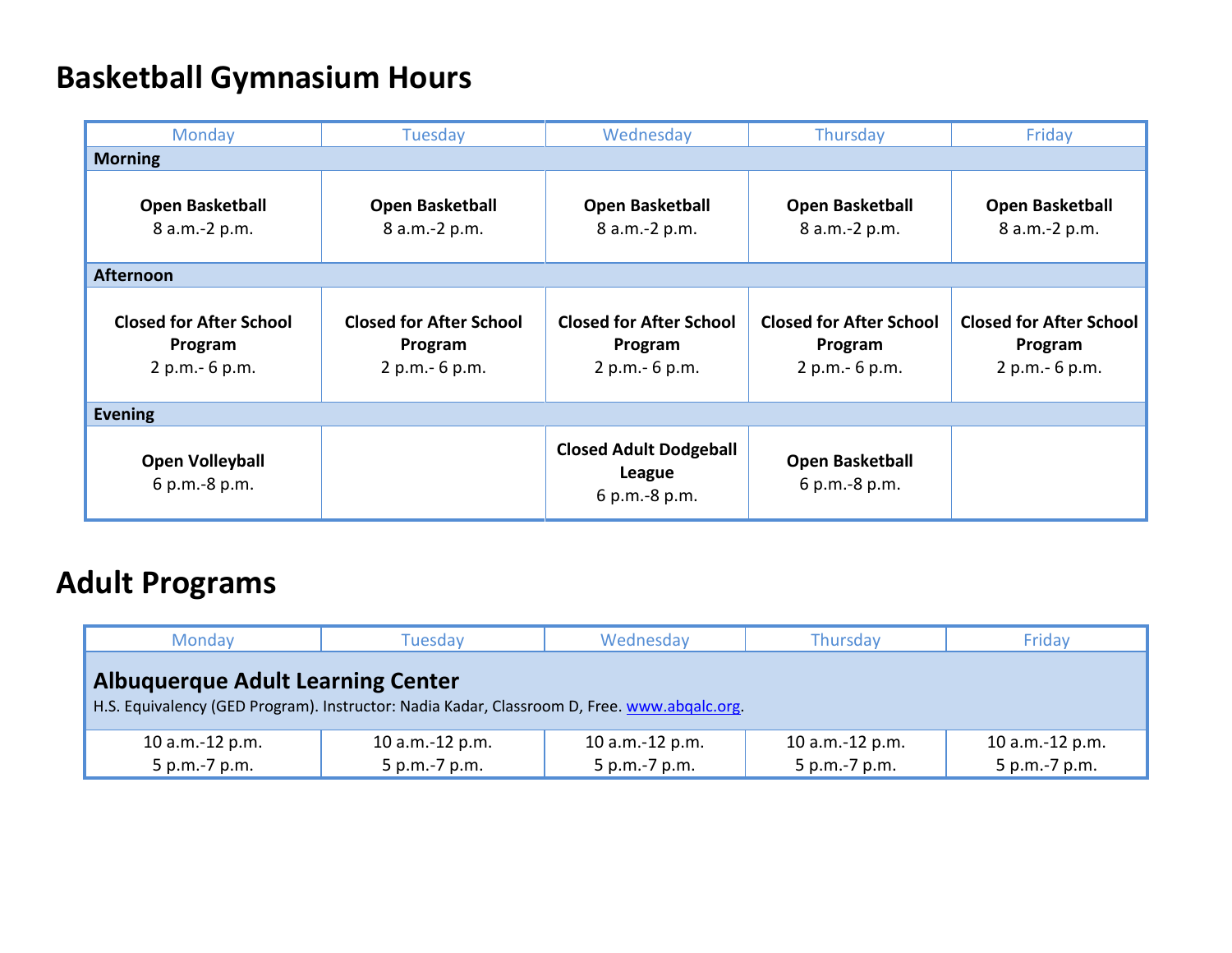# Basketball Gymnasium Hours

| Monday | Tuesday | Wednesday | Thursday | Friday |
|---|---|---|---|---|
| **Morning** | | | | |
| **Open Basketball** 8 a.m.-2 p.m. | **Open Basketball** 8 a.m.-2 p.m. | **Open Basketball** 8 a.m.-2 p.m. | **Open Basketball** 8 a.m.-2 p.m. | **Open Basketball** 8 a.m.-2 p.m. |
| **Afternoon** | | | | |
| **Closed for After School Program** 2 p.m.- 6 p.m. | **Closed for After School Program** 2 p.m.- 6 p.m. | **Closed for After School Program** 2 p.m.- 6 p.m. | **Closed for After School Program** 2 p.m.- 6 p.m. | **Closed for After School Program** 2 p.m.- 6 p.m. |
| **Evening** | | | | |
| **Open Volleyball** 6 p.m.-8 p.m. | | **Closed Adult Dodgeball League** 6 p.m.-8 p.m. | **Open Basketball** 6 p.m.-8 p.m. | |

# Adult Programs

| Monday | Tuesday | Wednesday | Thursday | Friday |
|---|---|---|---|---|
| **Albuquerque Adult Learning Center** H.S. Equivalency (GED Program). Instructor: Nadia Kadar, Classroom D, Free. [www.abqalc.org](http://www.abqalc.org). | | | | |
| 10 a.m.-12 p.m. 5 p.m.-7 p.m. | 10 a.m.-12 p.m. 5 p.m.-7 p.m. | 10 a.m.-12 p.m. 5 p.m.-7 p.m. | 10 a.m.-12 p.m. 5 p.m.-7 p.m. | 10 a.m.-12 p.m. 5 p.m.-7 p.m. |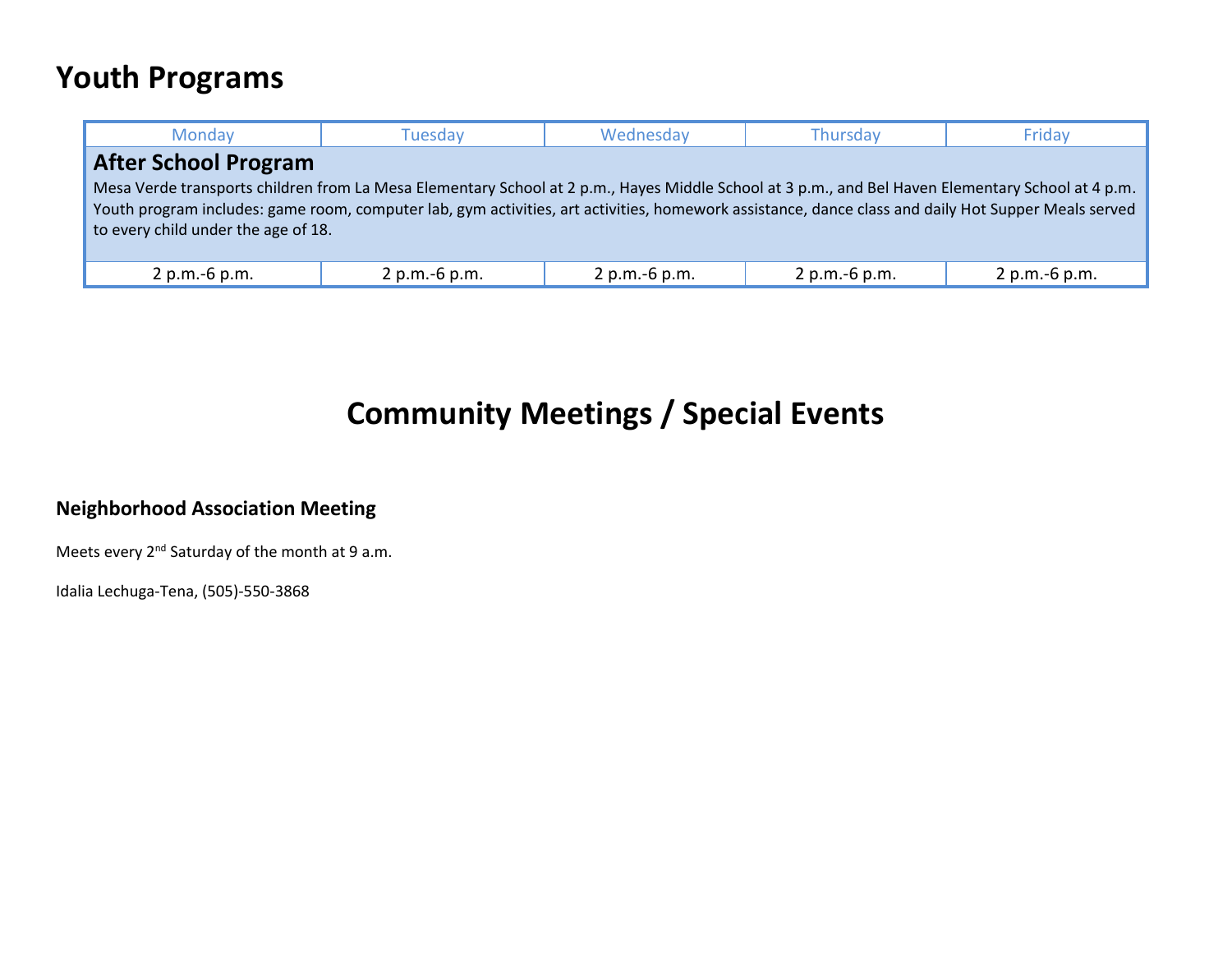# Youth Programs

| Monday | Tuesday | Wednesday | Thursday | Friday |
|---|---|---|---|---|
| **After School Program** Mesa Verde transports children from La Mesa Elementary School at 2 p.m., Hayes Middle School at 3 p.m., and Bel Haven Elementary School at 4 p.m. Youth program includes: game room, computer lab, gym activities, art activities, homework assistance, dance class and daily Hot Supper Meals served to every child under the age of 18. | | | | |
| 2 p.m.-6 p.m. | 2 p.m.-6 p.m. | 2 p.m.-6 p.m. | 2 p.m.-6 p.m. | 2 p.m.-6 p.m. |

# Community Meetings / Special Events

### Neighborhood Association Meeting

Meets every 2nd Saturday of the month at 9 a.m.

Idalia Lechuga-Tena, (505)-550-3868